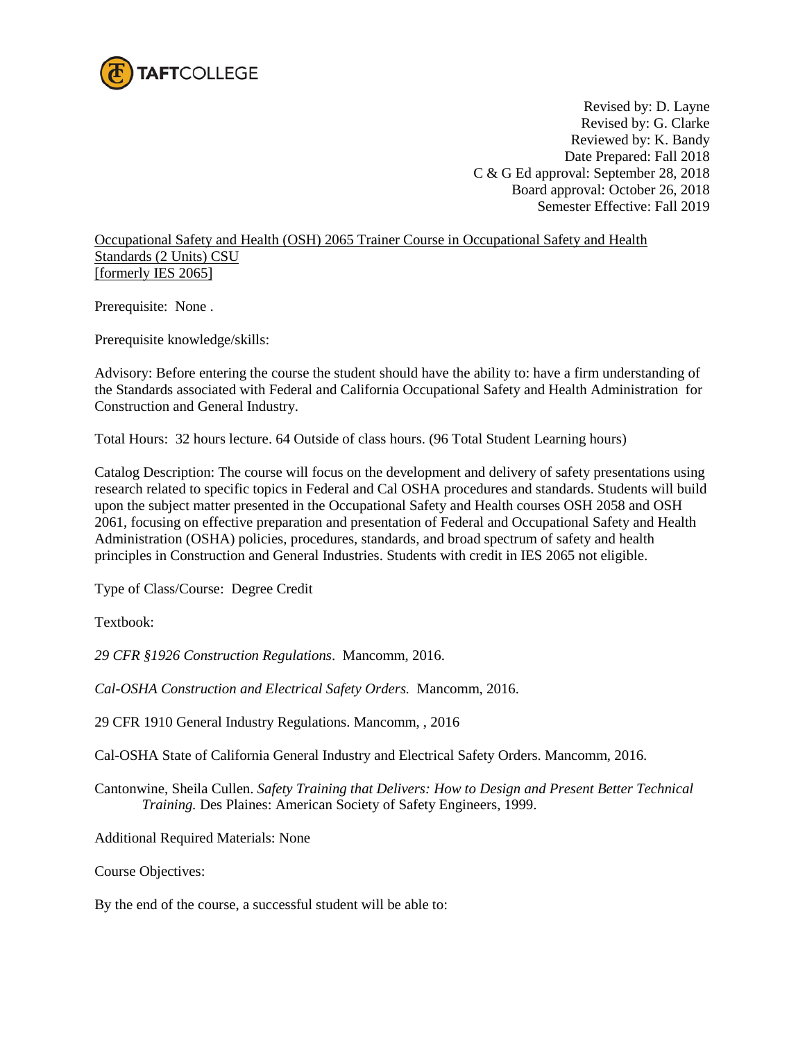TAFTCOLLEGE

Revised by: D. Layne
Revised by: G. Clarke
Reviewed by: K. Bandy
Date Prepared: Fall 2018
C & G Ed approval: September 28, 2018
Board approval: October 26, 2018
Semester Effective: Fall 2019

Occupational Safety and Health (OSH) 2065 Trainer Course in Occupational Safety and Health Standards (2 Units) CSU
[formerly IES 2065]

Prerequisite: None .

Prerequisite knowledge/skills:

Advisory: Before entering the course the student should have the ability to: have a firm understanding of the Standards associated with Federal and California Occupational Safety and Health Administration for Construction and General Industry.

Total Hours: 32 hours lecture. 64 Outside of class hours. (96 Total Student Learning hours)

Catalog Description: The course will focus on the development and delivery of safety presentations using research related to specific topics in Federal and Cal OSHA procedures and standards. Students will build upon the subject matter presented in the Occupational Safety and Health courses OSH 2058 and OSH 2061, focusing on effective preparation and presentation of Federal and Occupational Safety and Health Administration (OSHA) policies, procedures, standards, and broad spectrum of safety and health principles in Construction and General Industries. Students with credit in IES 2065 not eligible.

Type of Class/Course: Degree Credit

Textbook:

*29 CFR §1926 Construction Regulations*. Mancomm, 2016.

*Cal-OSHA Construction and Electrical Safety Orders.* Mancomm, 2016.

29 CFR 1910 General Industry Regulations. Mancomm, , 2016

Cal-OSHA State of California General Industry and Electrical Safety Orders. Mancomm, 2016.

Cantonwine, Sheila Cullen. *Safety Training that Delivers: How to Design and Present Better Technical Training.* Des Plaines: American Society of Safety Engineers, 1999.

Additional Required Materials: None

Course Objectives:

By the end of the course, a successful student will be able to: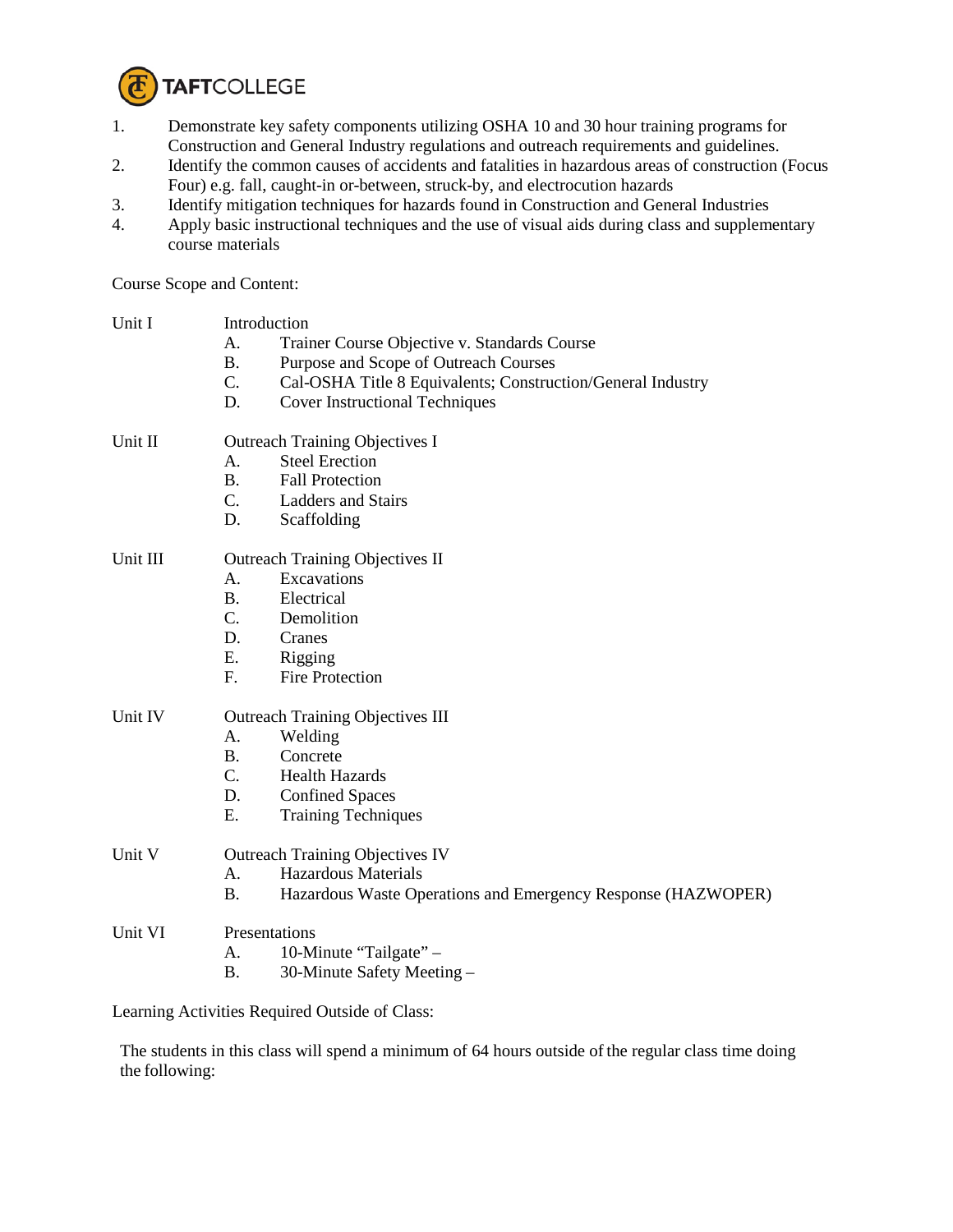1. Demonstrate key safety components utilizing OSHA 10 and 30 hour training programs for Construction and General Industry regulations and outreach requirements and guidelines.
2. Identify the common causes of accidents and fatalities in hazardous areas of construction (Focus Four) e.g. fall, caught-in or-between, struck-by, and electrocution hazards
3. Identify mitigation techniques for hazards found in Construction and General Industries
4. Apply basic instructional techniques and the use of visual aids during class and supplementary course materials

Course Scope and Content:

Unit I — Introduction
- A. Trainer Course Objective v. Standards Course
- B. Purpose and Scope of Outreach Courses
- C. Cal-OSHA Title 8 Equivalents; Construction/General Industry
- D. Cover Instructional Techniques

Unit II — Outreach Training Objectives I
- A. Steel Erection
- B. Fall Protection
- C. Ladders and Stairs
- D. Scaffolding

Unit III — Outreach Training Objectives II
- A. Excavations
- B. Electrical
- C. Demolition
- D. Cranes
- E. Rigging
- F. Fire Protection

Unit IV — Outreach Training Objectives III
- A. Welding
- B. Concrete
- C. Health Hazards
- D. Confined Spaces
- E. Training Techniques

Unit V — Outreach Training Objectives IV
- A. Hazardous Materials
- B. Hazardous Waste Operations and Emergency Response (HAZWOPER)

Unit VI — Presentations
- A. 10-Minute "Tailgate" –
- B. 30-Minute Safety Meeting –

Learning Activities Required Outside of Class:

The students in this class will spend a minimum of 64 hours outside of the regular class time doing the following: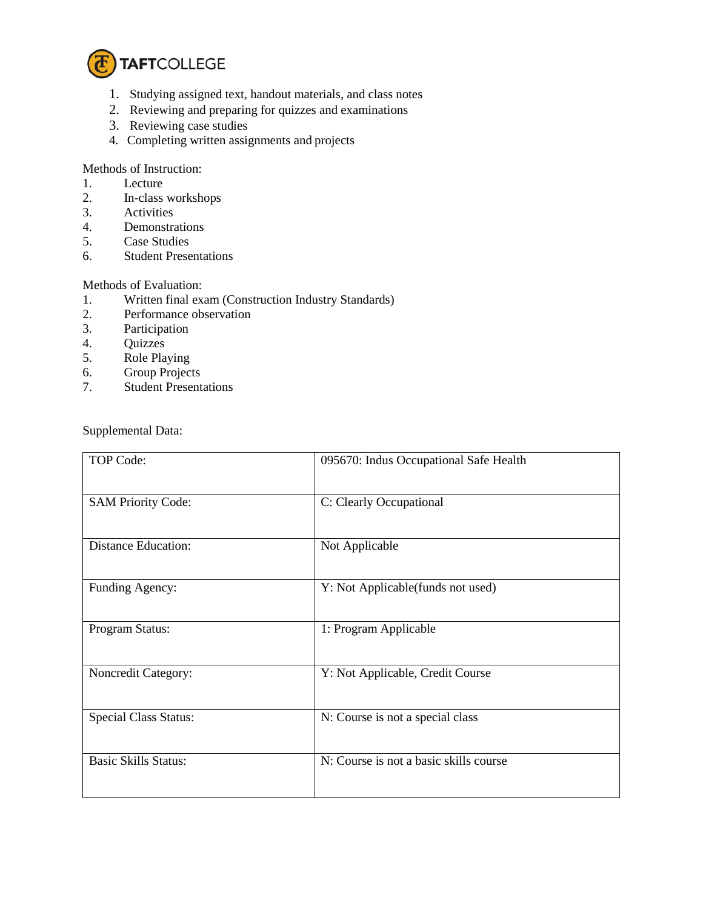1. Studying assigned text, handout materials, and class notes
2. Reviewing and preparing for quizzes and examinations
3. Reviewing case studies
4. Completing written assignments and projects

Methods of Instruction:

1. Lecture
2. In-class workshops
3. Activities
4. Demonstrations
5. Case Studies
6. Student Presentations

Methods of Evaluation:

1. Written final exam (Construction Industry Standards)
2. Performance observation
3. Participation
4. Quizzes
5. Role Playing
6. Group Projects
7. Student Presentations

Supplemental Data:

| | |
|---|---|
| TOP Code: | 095670: Indus Occupational Safe Health |
| SAM Priority Code: | C: Clearly Occupational |
| Distance Education: | Not Applicable |
| Funding Agency: | Y: Not Applicable(funds not used) |
| Program Status: | 1: Program Applicable |
| Noncredit Category: | Y: Not Applicable, Credit Course |
| Special Class Status: | N: Course is not a special class |
| Basic Skills Status: | N: Course is not a basic skills course |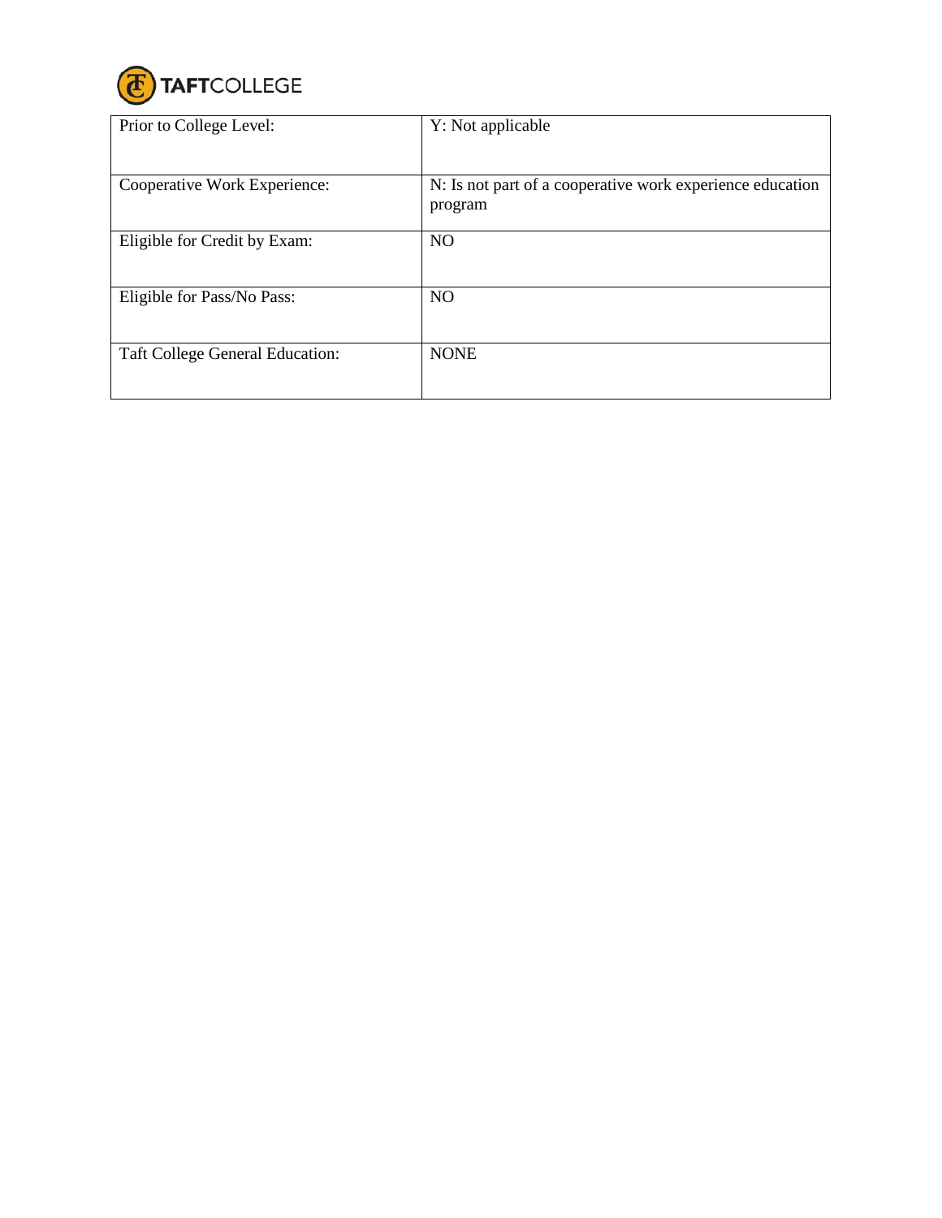| | |
|---|---|
| Prior to College Level: | Y: Not applicable |
| Cooperative Work Experience: | N: Is not part of a cooperative work experience education program |
| Eligible for Credit by Exam: | NO |
| Eligible for Pass/No Pass: | NO |
| Taft College General Education: | NONE |